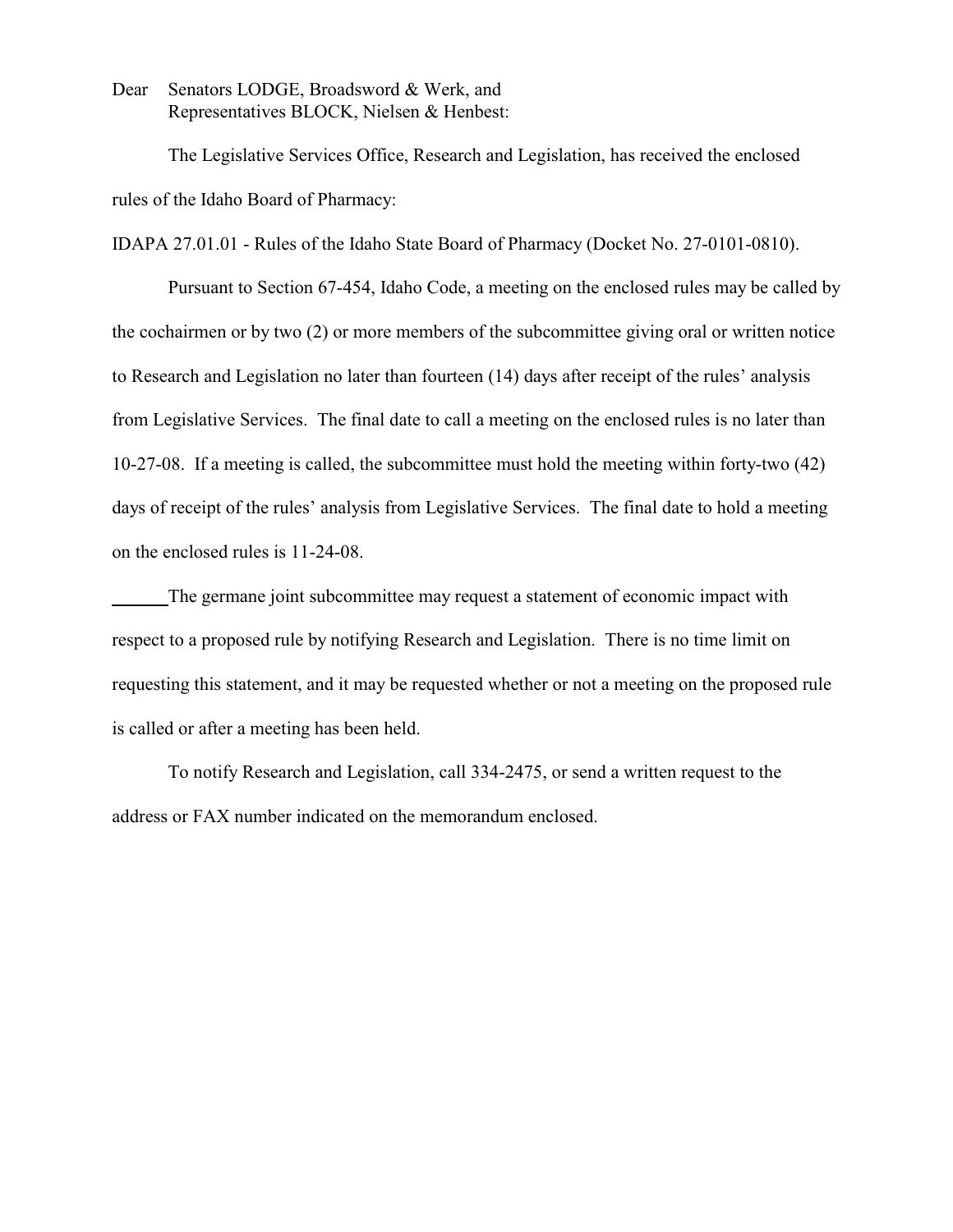Dear Senators LODGE, Broadsword & Werk, and
Representatives BLOCK, Nielsen & Henbest:

The Legislative Services Office, Research and Legislation, has received the enclosed rules of the Idaho Board of Pharmacy:

IDAPA 27.01.01 - Rules of the Idaho State Board of Pharmacy (Docket No. 27-0101-0810).

Pursuant to Section 67-454, Idaho Code, a meeting on the enclosed rules may be called by the cochairmen or by two (2) or more members of the subcommittee giving oral or written notice to Research and Legislation no later than fourteen (14) days after receipt of the rules' analysis from Legislative Services. The final date to call a meeting on the enclosed rules is no later than 10-27-08. If a meeting is called, the subcommittee must hold the meeting within forty-two (42) days of receipt of the rules' analysis from Legislative Services. The final date to hold a meeting on the enclosed rules is 11-24-08.

______The germane joint subcommittee may request a statement of economic impact with respect to a proposed rule by notifying Research and Legislation. There is no time limit on requesting this statement, and it may be requested whether or not a meeting on the proposed rule is called or after a meeting has been held.

To notify Research and Legislation, call 334-2475, or send a written request to the address or FAX number indicated on the memorandum enclosed.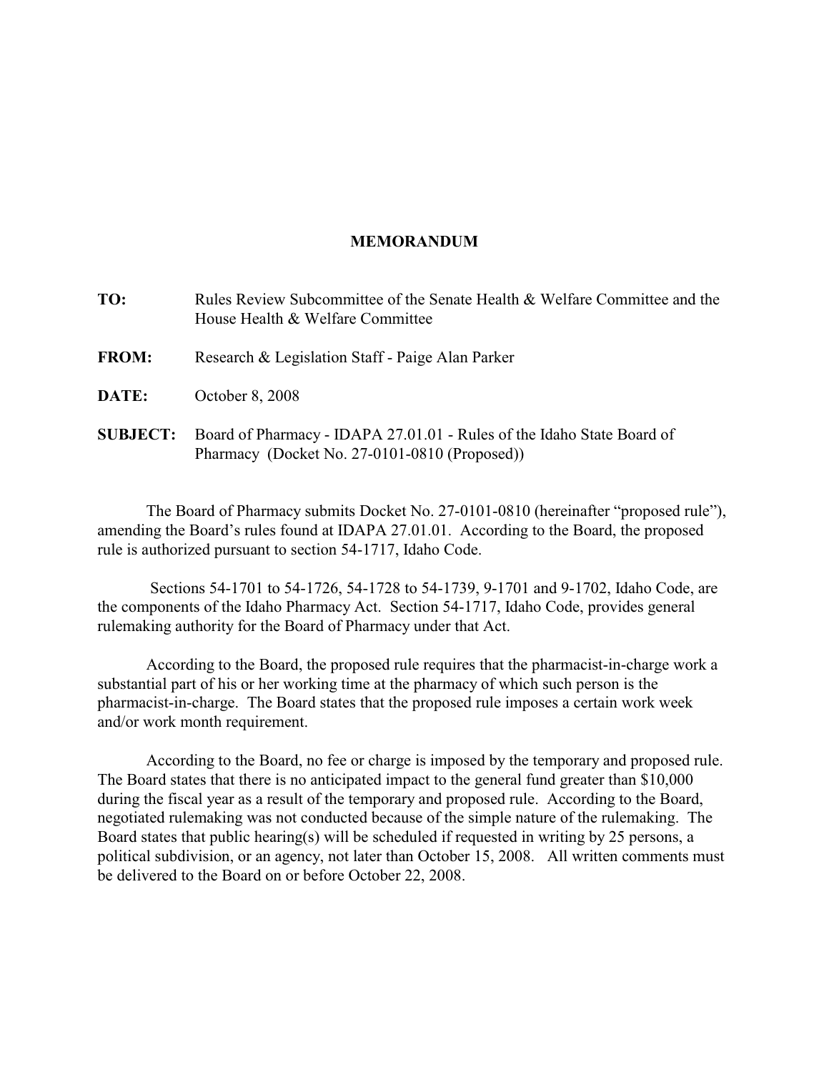# MEMORANDUM

**TO:** Rules Review Subcommittee of the Senate Health & Welfare Committee and the House Health & Welfare Committee

**FROM:** Research & Legislation Staff - Paige Alan Parker

**DATE:** October 8, 2008

**SUBJECT:** Board of Pharmacy - IDAPA 27.01.01 - Rules of the Idaho State Board of Pharmacy (Docket No. 27-0101-0810 (Proposed))

The Board of Pharmacy submits Docket No. 27-0101-0810 (hereinafter "proposed rule"), amending the Board's rules found at IDAPA 27.01.01. According to the Board, the proposed rule is authorized pursuant to section 54-1717, Idaho Code.

Sections 54-1701 to 54-1726, 54-1728 to 54-1739, 9-1701 and 9-1702, Idaho Code, are the components of the Idaho Pharmacy Act. Section 54-1717, Idaho Code, provides general rulemaking authority for the Board of Pharmacy under that Act.

According to the Board, the proposed rule requires that the pharmacist-in-charge work a substantial part of his or her working time at the pharmacy of which such person is the pharmacist-in-charge. The Board states that the proposed rule imposes a certain work week and/or work month requirement.

According to the Board, no fee or charge is imposed by the temporary and proposed rule. The Board states that there is no anticipated impact to the general fund greater than $10,000 during the fiscal year as a result of the temporary and proposed rule. According to the Board, negotiated rulemaking was not conducted because of the simple nature of the rulemaking. The Board states that public hearing(s) will be scheduled if requested in writing by 25 persons, a political subdivision, or an agency, not later than October 15, 2008. All written comments must be delivered to the Board on or before October 22, 2008.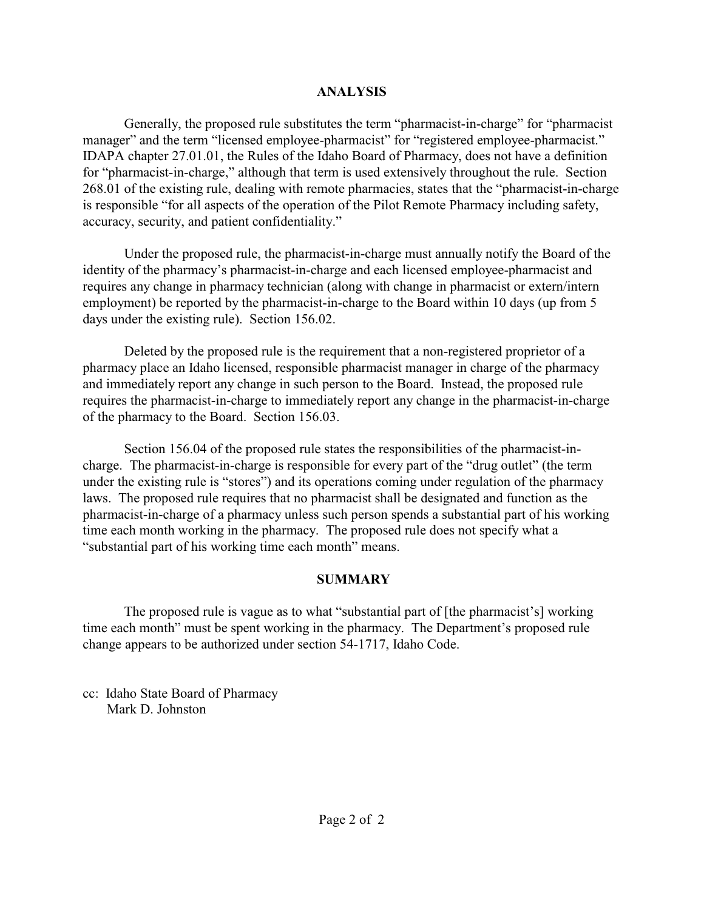## ANALYSIS

Generally, the proposed rule substitutes the term "pharmacist-in-charge" for "pharmacist manager" and the term "licensed employee-pharmacist" for "registered employee-pharmacist." IDAPA chapter 27.01.01, the Rules of the Idaho Board of Pharmacy, does not have a definition for "pharmacist-in-charge," although that term is used extensively throughout the rule. Section 268.01 of the existing rule, dealing with remote pharmacies, states that the "pharmacist-in-charge is responsible "for all aspects of the operation of the Pilot Remote Pharmacy including safety, accuracy, security, and patient confidentiality."

Under the proposed rule, the pharmacist-in-charge must annually notify the Board of the identity of the pharmacy's pharmacist-in-charge and each licensed employee-pharmacist and requires any change in pharmacy technician (along with change in pharmacist or extern/intern employment) be reported by the pharmacist-in-charge to the Board within 10 days (up from 5 days under the existing rule). Section 156.02.

Deleted by the proposed rule is the requirement that a non-registered proprietor of a pharmacy place an Idaho licensed, responsible pharmacist manager in charge of the pharmacy and immediately report any change in such person to the Board. Instead, the proposed rule requires the pharmacist-in-charge to immediately report any change in the pharmacist-in-charge of the pharmacy to the Board. Section 156.03.

Section 156.04 of the proposed rule states the responsibilities of the pharmacist-in-charge. The pharmacist-in-charge is responsible for every part of the "drug outlet" (the term under the existing rule is "stores") and its operations coming under regulation of the pharmacy laws. The proposed rule requires that no pharmacist shall be designated and function as the pharmacist-in-charge of a pharmacy unless such person spends a substantial part of his working time each month working in the pharmacy. The proposed rule does not specify what a "substantial part of his working time each month" means.

## SUMMARY

The proposed rule is vague as to what "substantial part of [the pharmacist's] working time each month" must be spent working in the pharmacy. The Department's proposed rule change appears to be authorized under section 54-1717, Idaho Code.

cc: Idaho State Board of Pharmacy
Mark D. Johnston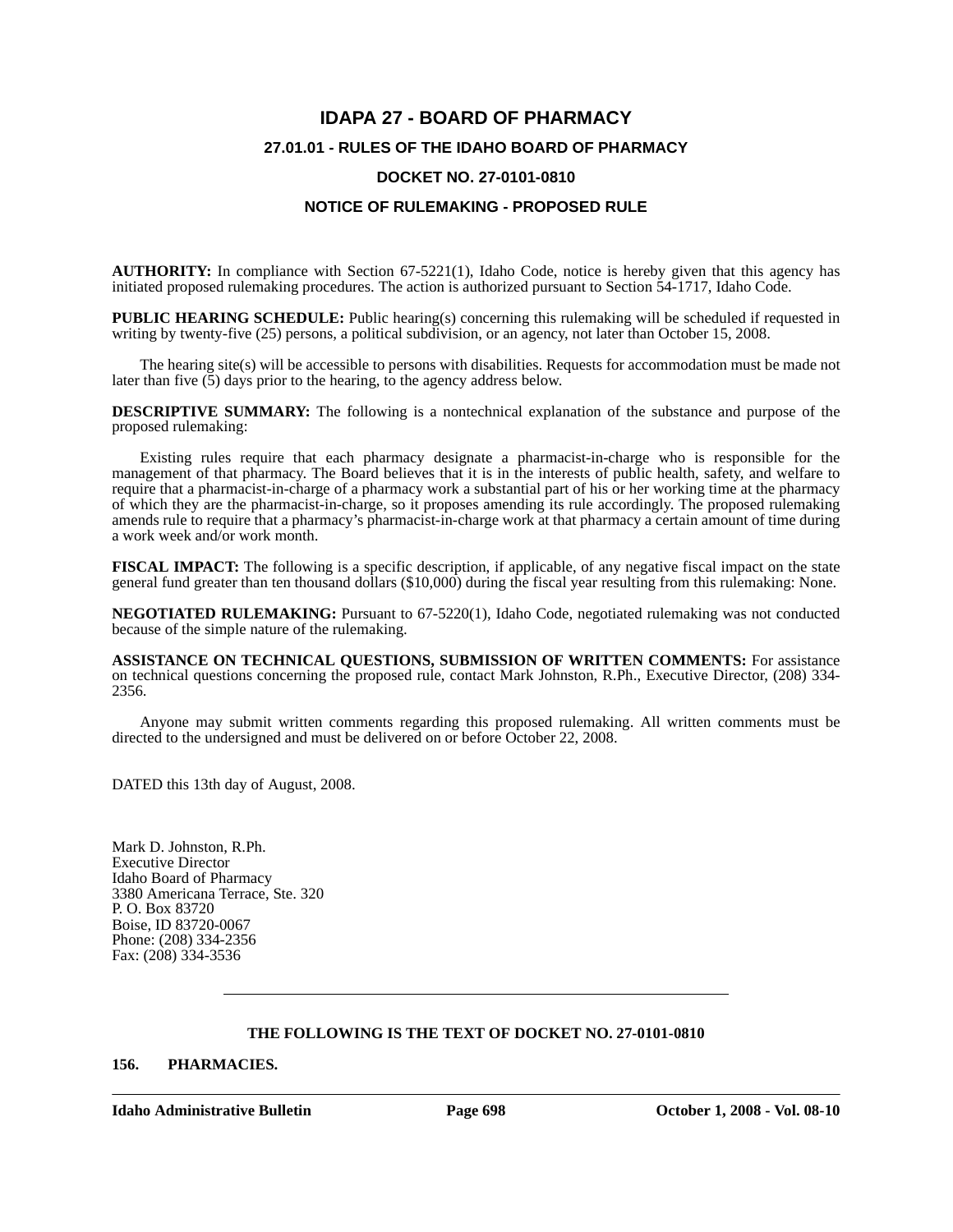# IDAPA 27 - BOARD OF PHARMACY

## 27.01.01 - RULES OF THE IDAHO BOARD OF PHARMACY

## DOCKET NO. 27-0101-0810

## NOTICE OF RULEMAKING - PROPOSED RULE

**AUTHORITY:** In compliance with Section 67-5221(1), Idaho Code, notice is hereby given that this agency has initiated proposed rulemaking procedures. The action is authorized pursuant to Section 54-1717, Idaho Code.

**PUBLIC HEARING SCHEDULE:** Public hearing(s) concerning this rulemaking will be scheduled if requested in writing by twenty-five (25) persons, a political subdivision, or an agency, not later than October 15, 2008.

The hearing site(s) will be accessible to persons with disabilities. Requests for accommodation must be made not later than five (5) days prior to the hearing, to the agency address below.

**DESCRIPTIVE SUMMARY:** The following is a nontechnical explanation of the substance and purpose of the proposed rulemaking:

Existing rules require that each pharmacy designate a pharmacist-in-charge who is responsible for the management of that pharmacy. The Board believes that it is in the interests of public health, safety, and welfare to require that a pharmacist-in-charge of a pharmacy work a substantial part of his or her working time at the pharmacy of which they are the pharmacist-in-charge, so it proposes amending its rule accordingly. The proposed rulemaking amends rule to require that a pharmacy's pharmacist-in-charge work at that pharmacy a certain amount of time during a work week and/or work month.

**FISCAL IMPACT:** The following is a specific description, if applicable, of any negative fiscal impact on the state general fund greater than ten thousand dollars ($10,000) during the fiscal year resulting from this rulemaking: None.

**NEGOTIATED RULEMAKING:** Pursuant to 67-5220(1), Idaho Code, negotiated rulemaking was not conducted because of the simple nature of the rulemaking.

**ASSISTANCE ON TECHNICAL QUESTIONS, SUBMISSION OF WRITTEN COMMENTS:** For assistance on technical questions concerning the proposed rule, contact Mark Johnston, R.Ph., Executive Director, (208) 334-2356.

Anyone may submit written comments regarding this proposed rulemaking. All written comments must be directed to the undersigned and must be delivered on or before October 22, 2008.

DATED this 13th day of August, 2008.

Mark D. Johnston, R.Ph.
Executive Director
Idaho Board of Pharmacy
3380 Americana Terrace, Ste. 320
P. O. Box 83720
Boise, ID 83720-0067
Phone: (208) 334-2356
Fax: (208) 334-3536

---

**THE FOLLOWING IS THE TEXT OF DOCKET NO. 27-0101-0810**

**156. PHARMACIES.**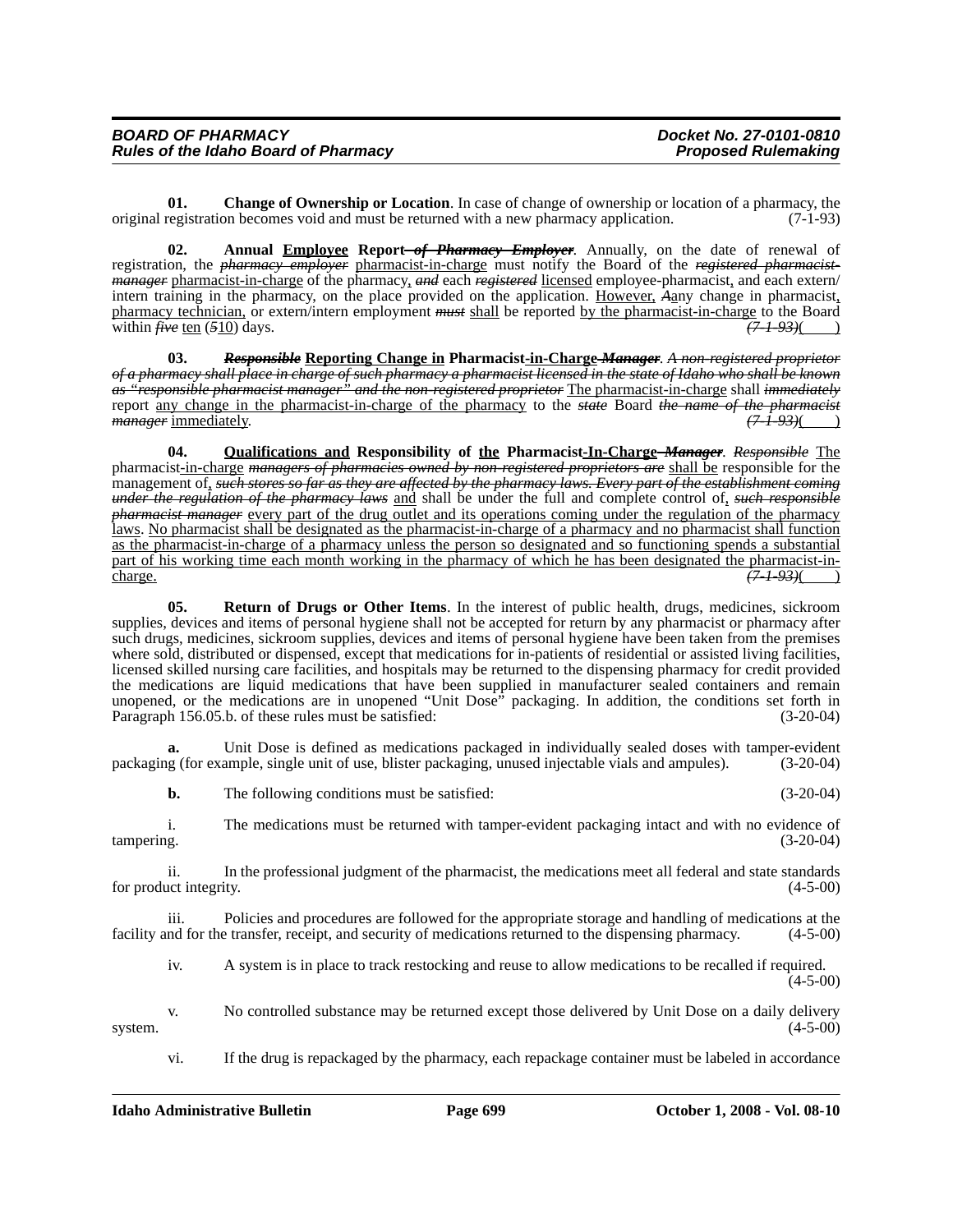**01. Change of Ownership or Location**. In case of change of ownership or location of a pharmacy, the original registration becomes void and must be returned with a new pharmacy application. (7-1-93)

**02. Annual Employee Report ~~of Pharmacy Employer~~**. Annually, on the date of renewal of registration, the ~~pharmacy employer~~ pharmacist-in-charge must notify the Board of the ~~registered pharmacist-manager~~ pharmacist-in-charge of the pharmacy, ~~and~~ each ~~registered~~ licensed employee-pharmacist, and each extern/intern training in the pharmacy, on the place provided on the application. However, ~~A~~any change in pharmacist, pharmacy technician, or extern/intern employment ~~must~~ shall be reported by the pharmacist-in-charge to the Board within ~~five~~ ten (~~5~~10) days. ~~(7-1-93)~~(    )

**03. ~~Responsible~~ Reporting Change in Pharmacist-in-Charge ~~Manager~~**. ~~A non-registered proprietor of a pharmacy shall place in charge of such pharmacy a pharmacist licensed in the state of Idaho who shall be known as "responsible pharmacist manager" and the non-registered proprietor~~ The pharmacist-in-charge shall ~~immediately~~ report any change in the pharmacist-in-charge of the pharmacy to the ~~state~~ Board ~~the name of the pharmacist manager~~ immediately. ~~(7-1-93)~~(    )

**04. Qualifications and Responsibility of the Pharmacist-In-Charge ~~Manager~~**. ~~Responsible~~ The pharmacist-in-charge ~~managers of pharmacies owned by non-registered proprietors are~~ shall be responsible for the management of, ~~such stores so far as they are affected by the pharmacy laws. Every part of the establishment coming under the regulation of the pharmacy laws~~ and shall be under the full and complete control of, ~~such responsible pharmacist manager~~ every part of the drug outlet and its operations coming under the regulation of the pharmacy laws. No pharmacist shall be designated as the pharmacist-in-charge of a pharmacy and no pharmacist shall function as the pharmacist-in-charge of a pharmacy unless the person so designated and so functioning spends a substantial part of his working time each month working in the pharmacy of which he has been designated the pharmacist-in-charge. ~~(7-1-93)~~(    )

**05. Return of Drugs or Other Items**. In the interest of public health, drugs, medicines, sickroom supplies, devices and items of personal hygiene shall not be accepted for return by any pharmacist or pharmacy after such drugs, medicines, sickroom supplies, devices and items of personal hygiene have been taken from the premises where sold, distributed or dispensed, except that medications for in-patients of residential or assisted living facilities, licensed skilled nursing care facilities, and hospitals may be returned to the dispensing pharmacy for credit provided the medications are liquid medications that have been supplied in manufacturer sealed containers and remain unopened, or the medications are in unopened "Unit Dose" packaging. In addition, the conditions set forth in Paragraph 156.05.b. of these rules must be satisfied: (3-20-04)

**a.** Unit Dose is defined as medications packaged in individually sealed doses with tamper-evident packaging (for example, single unit of use, blister packaging, unused injectable vials and ampules). (3-20-04)

**b.** The following conditions must be satisfied: (3-20-04)

i. The medications must be returned with tamper-evident packaging intact and with no evidence of tampering. (3-20-04)

ii. In the professional judgment of the pharmacist, the medications meet all federal and state standards for product integrity. (4-5-00)

iii. Policies and procedures are followed for the appropriate storage and handling of medications at the facility and for the transfer, receipt, and security of medications returned to the dispensing pharmacy. (4-5-00)

iv. A system is in place to track restocking and reuse to allow medications to be recalled if required. (4-5-00)

v. No controlled substance may be returned except those delivered by Unit Dose on a daily delivery system. (4-5-00)

vi. If the drug is repackaged by the pharmacy, each repackage container must be labeled in accordance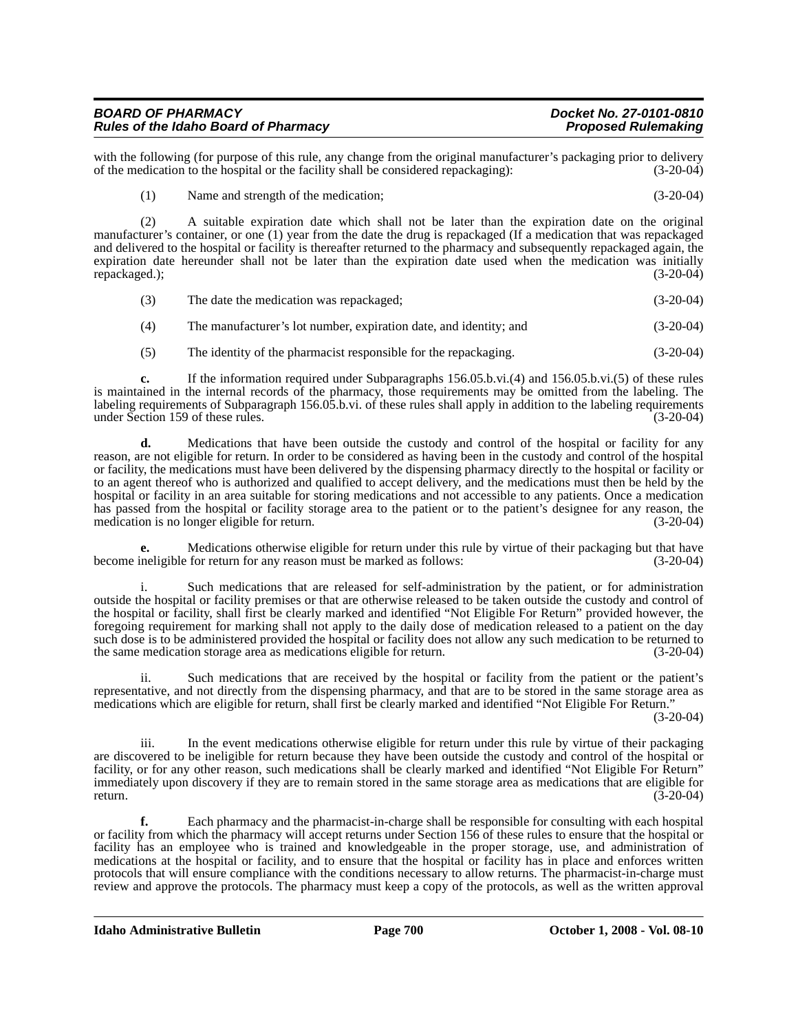with the following (for purpose of this rule, any change from the original manufacturer's packaging prior to delivery of the medication to the hospital or the facility shall be considered repackaging): (3-20-04)

(1) Name and strength of the medication; (3-20-04)

(2) A suitable expiration date which shall not be later than the expiration date on the original manufacturer's container, or one (1) year from the date the drug is repackaged (If a medication that was repackaged and delivered to the hospital or facility is thereafter returned to the pharmacy and subsequently repackaged again, the expiration date hereunder shall not be later than the expiration date used when the medication was initially repackaged.); (3-20-04)

(3) The date the medication was repackaged; (3-20-04)

(4) The manufacturer's lot number, expiration date, and identity; and (3-20-04)

(5) The identity of the pharmacist responsible for the repackaging. (3-20-04)

**c.** If the information required under Subparagraphs 156.05.b.vi.(4) and 156.05.b.vi.(5) of these rules is maintained in the internal records of the pharmacy, those requirements may be omitted from the labeling. The labeling requirements of Subparagraph 156.05.b.vi. of these rules shall apply in addition to the labeling requirements under Section 159 of these rules. (3-20-04)

**d.** Medications that have been outside the custody and control of the hospital or facility for any reason, are not eligible for return. In order to be considered as having been in the custody and control of the hospital or facility, the medications must have been delivered by the dispensing pharmacy directly to the hospital or facility or to an agent thereof who is authorized and qualified to accept delivery, and the medications must then be held by the hospital or facility in an area suitable for storing medications and not accessible to any patients. Once a medication has passed from the hospital or facility storage area to the patient or to the patient's designee for any reason, the medication is no longer eligible for return. (3-20-04)

**e.** Medications otherwise eligible for return under this rule by virtue of their packaging but that have become ineligible for return for any reason must be marked as follows: (3-20-04)

i. Such medications that are released for self-administration by the patient, or for administration outside the hospital or facility premises or that are otherwise released to be taken outside the custody and control of the hospital or facility, shall first be clearly marked and identified "Not Eligible For Return" provided however, the foregoing requirement for marking shall not apply to the daily dose of medication released to a patient on the day such dose is to be administered provided the hospital or facility does not allow any such medication to be returned to the same medication storage area as medications eligible for return. (3-20-04)

ii. Such medications that are received by the hospital or facility from the patient or the patient's representative, and not directly from the dispensing pharmacy, and that are to be stored in the same storage area as medications which are eligible for return, shall first be clearly marked and identified "Not Eligible For Return." (3-20-04)

iii. In the event medications otherwise eligible for return under this rule by virtue of their packaging are discovered to be ineligible for return because they have been outside the custody and control of the hospital or facility, or for any other reason, such medications shall be clearly marked and identified "Not Eligible For Return" immediately upon discovery if they are to remain stored in the same storage area as medications that are eligible for return. (3-20-04)

**f.** Each pharmacy and the pharmacist-in-charge shall be responsible for consulting with each hospital or facility from which the pharmacy will accept returns under Section 156 of these rules to ensure that the hospital or facility has an employee who is trained and knowledgeable in the proper storage, use, and administration of medications at the hospital or facility, and to ensure that the hospital or facility has in place and enforces written protocols that will ensure compliance with the conditions necessary to allow returns. The pharmacist-in-charge must review and approve the protocols. The pharmacy must keep a copy of the protocols, as well as the written approval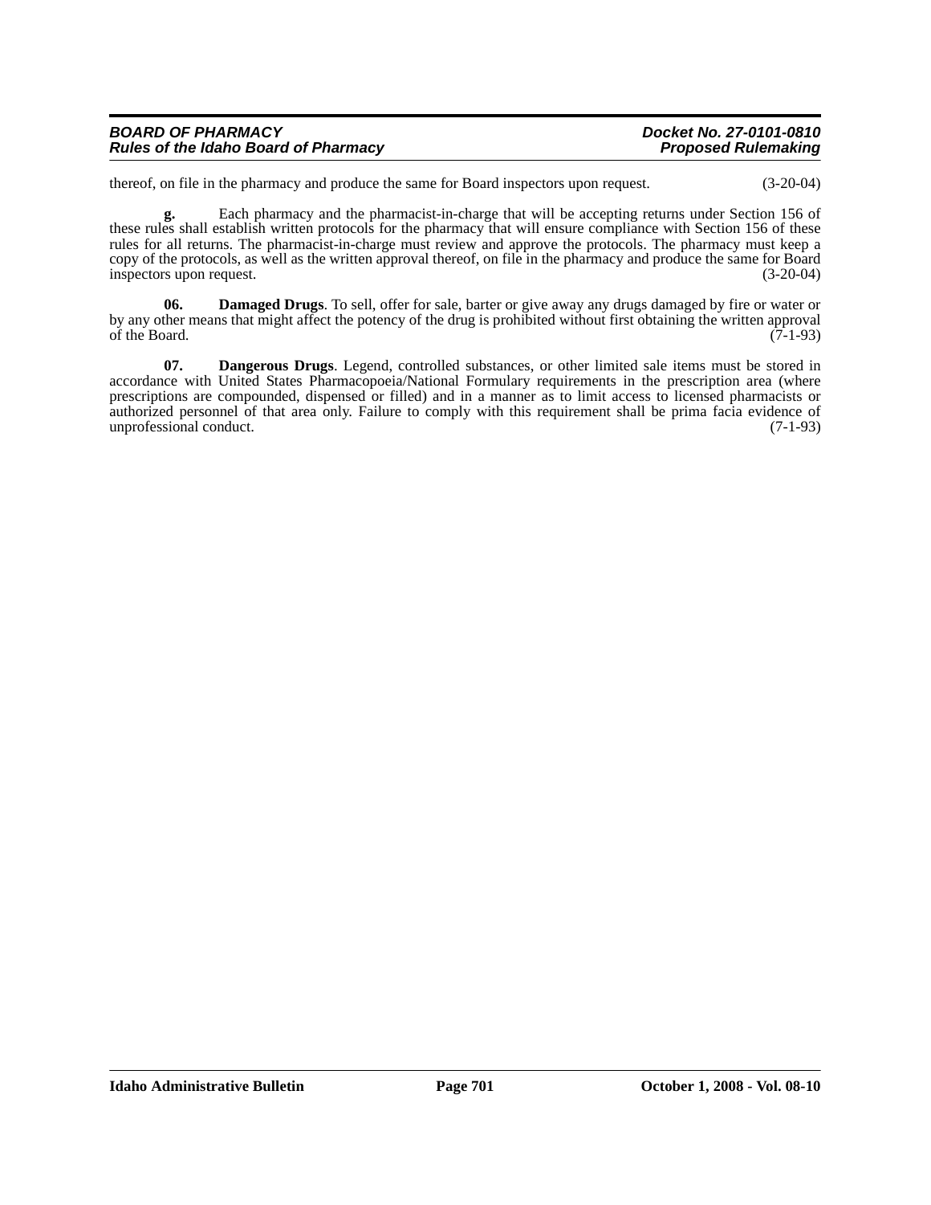thereof, on file in the pharmacy and produce the same for Board inspectors upon request. (3-20-04)

**g.** Each pharmacy and the pharmacist-in-charge that will be accepting returns under Section 156 of these rules shall establish written protocols for the pharmacy that will ensure compliance with Section 156 of these rules for all returns. The pharmacist-in-charge must review and approve the protocols. The pharmacy must keep a copy of the protocols, as well as the written approval thereof, on file in the pharmacy and produce the same for Board inspectors upon request. (3-20-04)

**06. Damaged Drugs**. To sell, offer for sale, barter or give away any drugs damaged by fire or water or by any other means that might affect the potency of the drug is prohibited without first obtaining the written approval of the Board. (7-1-93)

**07. Dangerous Drugs**. Legend, controlled substances, or other limited sale items must be stored in accordance with United States Pharmacopoeia/National Formulary requirements in the prescription area (where prescriptions are compounded, dispensed or filled) and in a manner as to limit access to licensed pharmacists or authorized personnel of that area only. Failure to comply with this requirement shall be prima facia evidence of unprofessional conduct. (7-1-93)